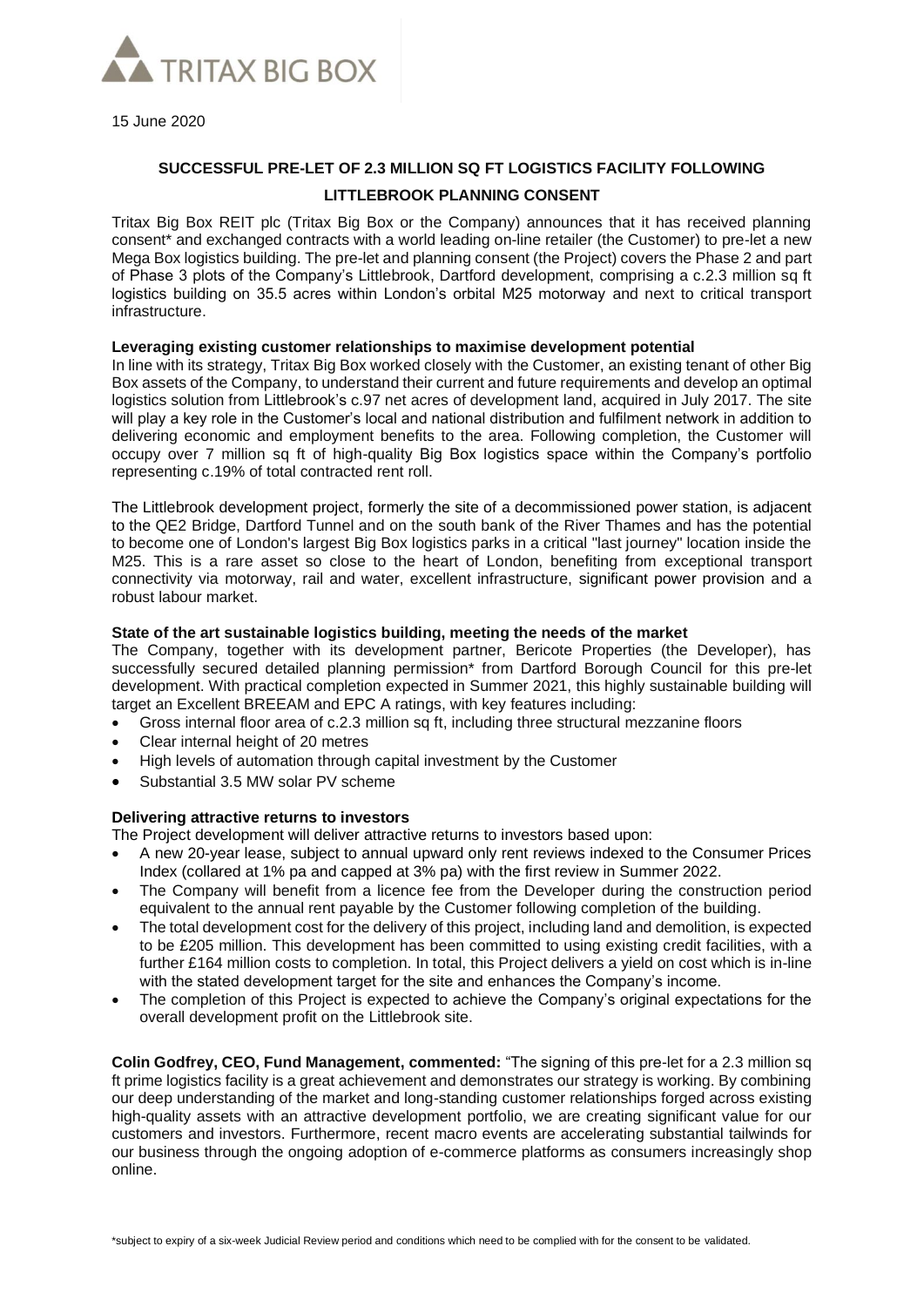15 June 2020

## SUCCESSFUL PRE-LET OF 2.3 MILLION SQ FT LOGISTICS FACILITY FOLLOWING LITTLEBROOK PLANNING CONSENT

Tritax Big Box REIT plc (Tritax Big Box or the Company) announces that it has received planning consent* and exchanged contracts with a world leading on-line retailer (the Customer) to pre-let a new Mega Box logistics building. The pre-let and planning consent (the Project) covers the Phase 2 and part of Phase 3 plots of the Company's Littlebrook, Dartford development, comprising a c.2.3 million sq ft logistics building on 35.5 acres within London's orbital M25 motorway and next to critical transport infrastructure.

**Leveraging existing customer relationships to maximise development potential**

In line with its strategy, Tritax Big Box worked closely with the Customer, an existing tenant of other Big Box assets of the Company, to understand their current and future requirements and develop an optimal logistics solution from Littlebrook's c.97 net acres of development land, acquired in July 2017. The site will play a key role in the Customer's local and national distribution and fulfilment network in addition to delivering economic and employment benefits to the area. Following completion, the Customer will occupy over 7 million sq ft of high-quality Big Box logistics space within the Company's portfolio representing c.19% of total contracted rent roll.

The Littlebrook development project, formerly the site of a decommissioned power station, is adjacent to the QE2 Bridge, Dartford Tunnel and on the south bank of the River Thames and has the potential to become one of London's largest Big Box logistics parks in a critical "last journey" location inside the M25. This is a rare asset so close to the heart of London, benefiting from exceptional transport connectivity via motorway, rail and water, excellent infrastructure, significant power provision and a robust labour market.

**State of the art sustainable logistics building, meeting the needs of the market**

The Company, together with its development partner, Bericote Properties (the Developer), has successfully secured detailed planning permission* from Dartford Borough Council for this pre-let development. With practical completion expected in Summer 2021, this highly sustainable building will target an Excellent BREEAM and EPC A ratings, with key features including:

- Gross internal floor area of c.2.3 million sq ft, including three structural mezzanine floors
- Clear internal height of 20 metres
- High levels of automation through capital investment by the Customer
- Substantial 3.5 MW solar PV scheme

**Delivering attractive returns to investors**

The Project development will deliver attractive returns to investors based upon:

- A new 20-year lease, subject to annual upward only rent reviews indexed to the Consumer Prices Index (collared at 1% pa and capped at 3% pa) with the first review in Summer 2022.
- The Company will benefit from a licence fee from the Developer during the construction period equivalent to the annual rent payable by the Customer following completion of the building.
- The total development cost for the delivery of this project, including land and demolition, is expected to be £205 million. This development has been committed to using existing credit facilities, with a further £164 million costs to completion. In total, this Project delivers a yield on cost which is in-line with the stated development target for the site and enhances the Company's income.
- The completion of this Project is expected to achieve the Company's original expectations for the overall development profit on the Littlebrook site.

**Colin Godfrey, CEO, Fund Management, commented:** "The signing of this pre-let for a 2.3 million sq ft prime logistics facility is a great achievement and demonstrates our strategy is working. By combining our deep understanding of the market and long-standing customer relationships forged across existing high-quality assets with an attractive development portfolio, we are creating significant value for our customers and investors. Furthermore, recent macro events are accelerating substantial tailwinds for our business through the ongoing adoption of e-commerce platforms as consumers increasingly shop online.

*subject to expiry of a six-week Judicial Review period and conditions which need to be complied with for the consent to be validated.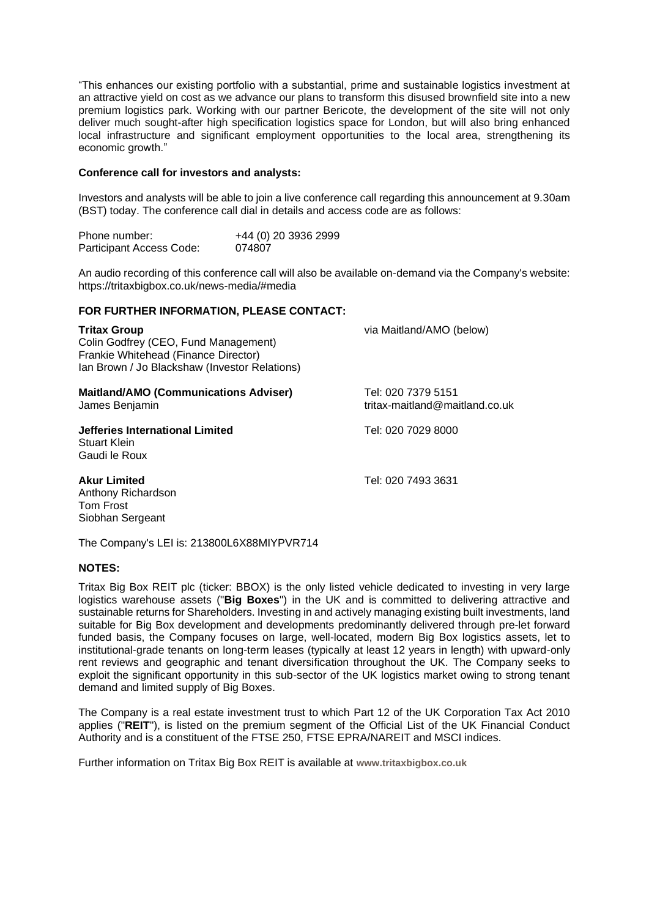"This enhances our existing portfolio with a substantial, prime and sustainable logistics investment at an attractive yield on cost as we advance our plans to transform this disused brownfield site into a new premium logistics park. Working with our partner Bericote, the development of the site will not only deliver much sought-after high specification logistics space for London, but will also bring enhanced local infrastructure and significant employment opportunities to the local area, strengthening its economic growth."

**Conference call for investors and analysts:**

Investors and analysts will be able to join a live conference call regarding this announcement at 9.30am (BST) today. The conference call dial in details and access code are as follows:

| | |
|---|---|
| Phone number: | +44 (0) 20 3936 2999 |
| Participant Access Code: | 074807 |

An audio recording of this conference call will also be available on-demand via the Company's website: https://tritaxbigbox.co.uk/news-media/#media

**FOR FURTHER INFORMATION, PLEASE CONTACT:**

| | |
|---|---|
| **Tritax Group**<br>Colin Godfrey (CEO, Fund Management)<br>Frankie Whitehead (Finance Director)<br>Ian Brown / Jo Blackshaw (Investor Relations) | via Maitland/AMO (below) |
| **Maitland/AMO (Communications Adviser)**<br>James Benjamin | Tel: 020 7379 5151<br>tritax-maitland@maitland.co.uk |
| **Jefferies International Limited**<br>Stuart Klein<br>Gaudi le Roux | Tel: 020 7029 8000 |
| **Akur Limited**<br>Anthony Richardson<br>Tom Frost<br>Siobhan Sergeant | Tel: 020 7493 3631 |

The Company's LEI is: 213800L6X88MIYPVR714

**NOTES:**

Tritax Big Box REIT plc (ticker: BBOX) is the only listed vehicle dedicated to investing in very large logistics warehouse assets ("**Big Boxes**") in the UK and is committed to delivering attractive and sustainable returns for Shareholders. Investing in and actively managing existing built investments, land suitable for Big Box development and developments predominantly delivered through pre-let forward funded basis, the Company focuses on large, well-located, modern Big Box logistics assets, let to institutional-grade tenants on long-term leases (typically at least 12 years in length) with upward-only rent reviews and geographic and tenant diversification throughout the UK. The Company seeks to exploit the significant opportunity in this sub-sector of the UK logistics market owing to strong tenant demand and limited supply of Big Boxes.

The Company is a real estate investment trust to which Part 12 of the UK Corporation Tax Act 2010 applies ("**REIT**"), is listed on the premium segment of the Official List of the UK Financial Conduct Authority and is a constituent of the FTSE 250, FTSE EPRA/NAREIT and MSCI indices.

Further information on Tritax Big Box REIT is available at **www.tritaxbigbox.co.uk**